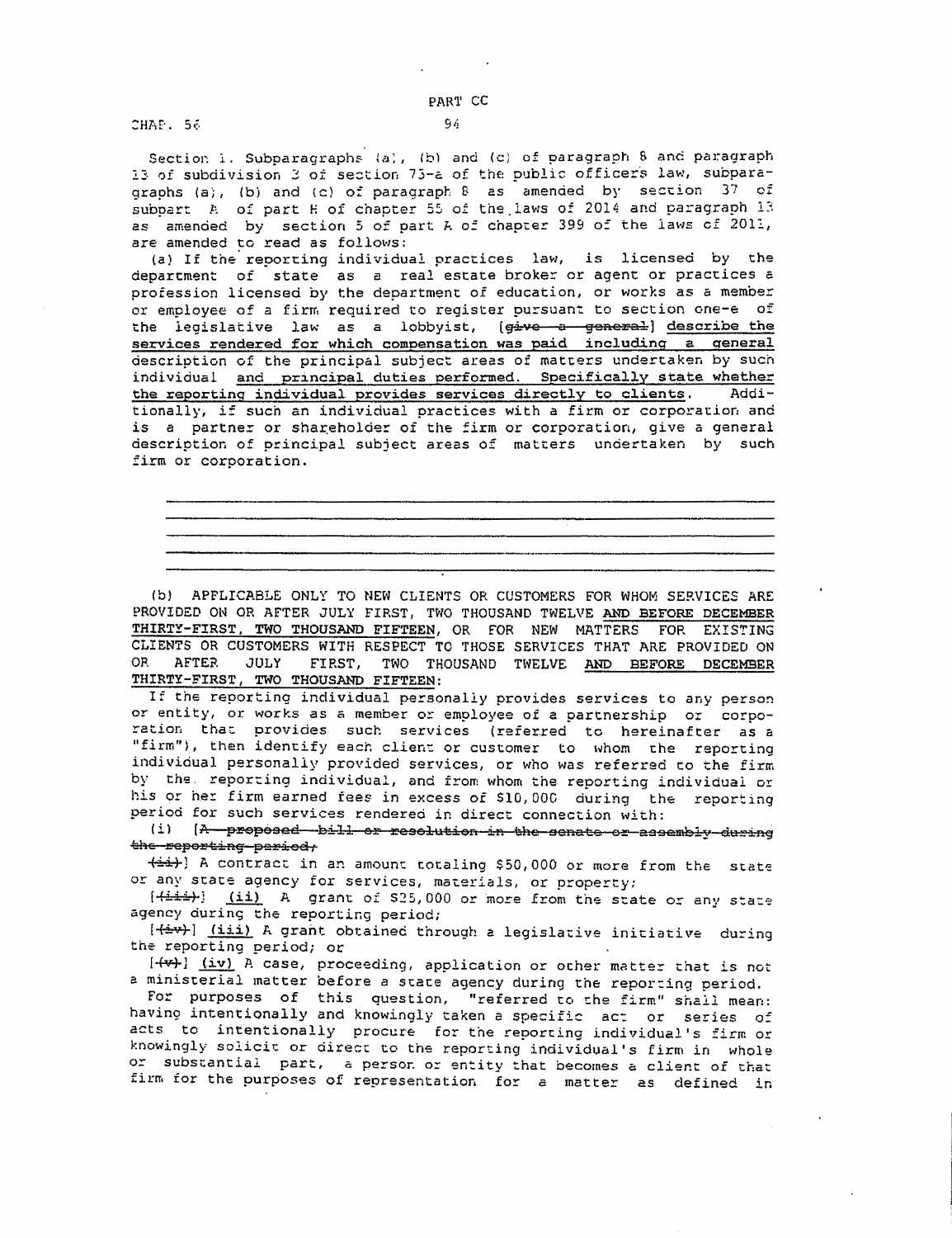PART CC

CHAP. 56

Section 1. Subparagraphs (a), (b) and (c) of paragraph 8 and paragraph 13 of subdivision 3 of section 73-a of the public officers law, subparagraphs (a), (b) and (c) of paragraph 8 as amended by section 37 of subpart A of part H of chapter 55 of the laws of 2014 and paragraph 13 as amended by section 5 of part A of chapter 399 of the laws of 2011, are amended to read as follows:

(a) If the reporting individual practices law, is licensed by the department of state as a real estate broker or agent or practices a profession licensed by the department of education, or works as a member or employee of a firm required to register pursuant to section one-e of the legislative law as a lobbyist, [~~give a general~~] <u>describe the services rendered for which compensation was paid including a general</u> description of the principal subject areas of matters undertaken by such individual <u>and principal duties performed. Specifically state whether the reporting individual provides services directly to clients</u>. Additionally, if such an individual practices with a firm or corporation and is a partner or shareholder of the firm or corporation, give a general description of principal subject areas of matters undertaken by such firm or corporation.

\_\_\_\_\_\_\_\_\_\_\_\_\_\_\_\_\_\_\_\_\_\_\_\_\_\_\_\_\_\_\_\_\_\_\_\_\_\_\_\_\_\_\_\_\_\_\_\_\_\_\_\_\_\_\_\_\_\_\_\_\_\_\_\_\_\_\_\_\_\_\_\_

\_\_\_\_\_\_\_\_\_\_\_\_\_\_\_\_\_\_\_\_\_\_\_\_\_\_\_\_\_\_\_\_\_\_\_\_\_\_\_\_\_\_\_\_\_\_\_\_\_\_\_\_\_\_\_\_\_\_\_\_\_\_\_\_\_\_\_\_\_\_\_\_

\_\_\_\_\_\_\_\_\_\_\_\_\_\_\_\_\_\_\_\_\_\_\_\_\_\_\_\_\_\_\_\_\_\_\_\_\_\_\_\_\_\_\_\_\_\_\_\_\_\_\_\_\_\_\_\_\_\_\_\_\_\_\_\_\_\_\_\_\_\_\_\_

\_\_\_\_\_\_\_\_\_\_\_\_\_\_\_\_\_\_\_\_\_\_\_\_\_\_\_\_\_\_\_\_\_\_\_\_\_\_\_\_\_\_\_\_\_\_\_\_\_\_\_\_\_\_\_\_\_\_\_\_\_\_\_\_\_\_\_\_\_\_\_\_

\_\_\_\_\_\_\_\_\_\_\_\_\_\_\_\_\_\_\_\_\_\_\_\_\_\_\_\_\_\_\_\_\_\_\_\_\_\_\_\_\_\_\_\_\_\_\_\_\_\_\_\_\_\_\_\_\_\_\_\_\_\_\_\_\_\_\_\_\_\_\_\_

(b) APPLICABLE ONLY TO NEW CLIENTS OR CUSTOMERS FOR WHOM SERVICES ARE PROVIDED ON OR AFTER JULY FIRST, TWO THOUSAND TWELVE <u>AND BEFORE DECEMBER THIRTY-FIRST, TWO THOUSAND FIFTEEN</u>, OR FOR NEW MATTERS FOR EXISTING CLIENTS OR CUSTOMERS WITH RESPECT TO THOSE SERVICES THAT ARE PROVIDED ON OR AFTER JULY FIRST, TWO THOUSAND TWELVE <u>AND BEFORE DECEMBER THIRTY-FIRST, TWO THOUSAND FIFTEEN</u>:

If the reporting individual personally provides services to any person or entity, or works as a member or employee of a partnership or corporation that provides such services (referred to hereinafter as a "firm"), then identify each client or customer to whom the reporting individual personally provided services, or who was referred to the firm by the reporting individual, and from whom the reporting individual or his or her firm earned fees in excess of $10,000 during the reporting period for such services rendered in direct connection with:

(i) [~~A proposed bill or resolution in the senate or assembly during the reporting period;~~

~~(ii)~~] A contract in an amount totaling $50,000 or more from the state or any state agency for services, materials, or property;

[~~(iii)~~] <u>(ii)</u> A grant of $25,000 or more from the state or any state agency during the reporting period;

[~~(iv)~~] <u>(iii)</u> A grant obtained through a legislative initiative during the reporting period; or

[~~(v)~~] <u>(iv)</u> A case, proceeding, application or other matter that is not a ministerial matter before a state agency during the reporting period.

For purposes of this question, "referred to the firm" shall mean: having intentionally and knowingly taken a specific act or series of acts to intentionally procure for the reporting individual's firm or knowingly solicit or direct to the reporting individual's firm in whole or substantial part, a person or entity that becomes a client of that firm for the purposes of representation for a matter as defined in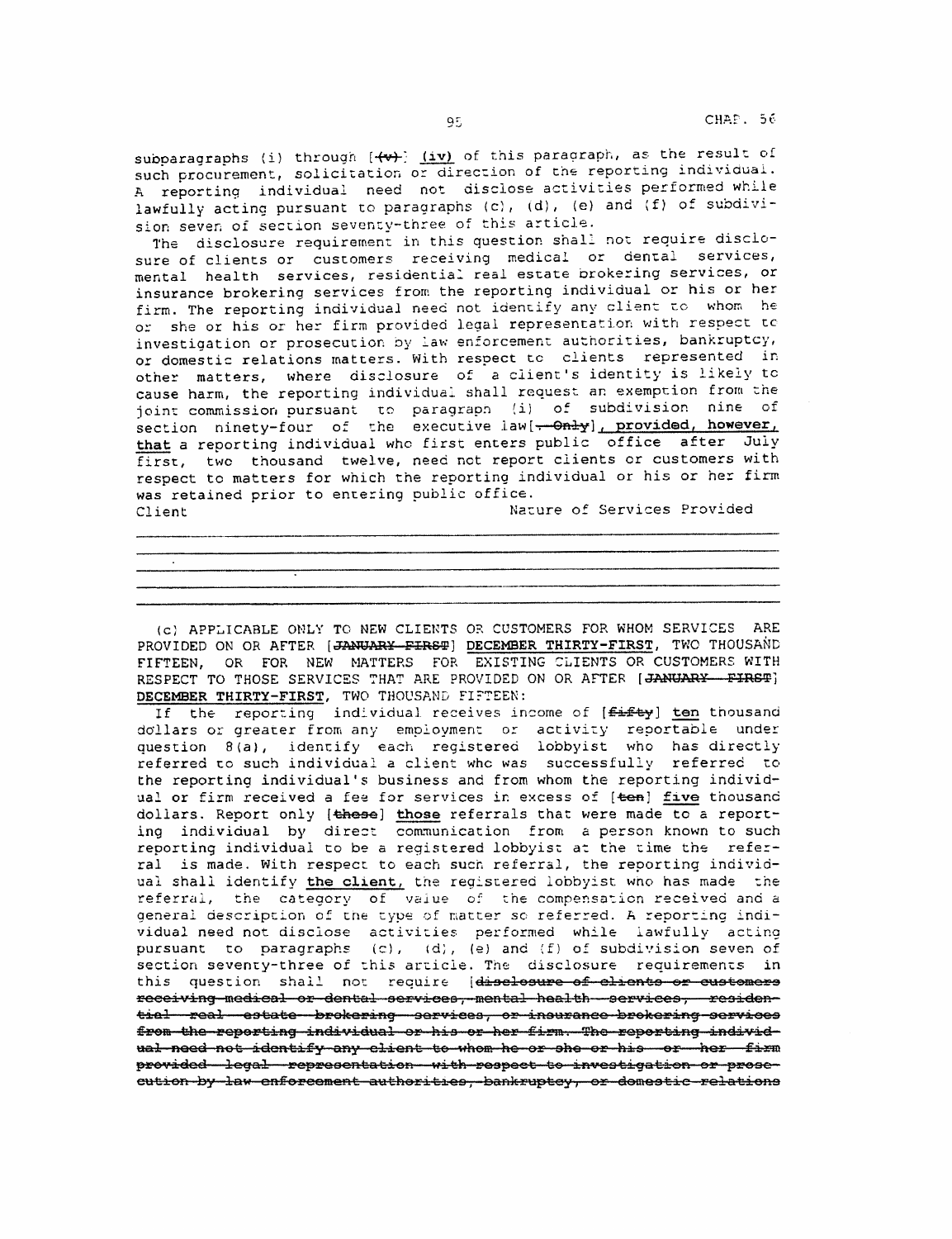subparagraphs (i) through [~~(v)~~] **(iv)** of this paragraph, as the result of such procurement, solicitation or direction of the reporting individual. A reporting individual need not disclose activities performed while lawfully acting pursuant to paragraphs (c), (d), (e) and (f) of subdivision seven of section seventy-three of this article.

The disclosure requirement in this question shall not require disclosure of clients or customers receiving medical or dental services, mental health services, residential real estate brokering services, or insurance brokering services from the reporting individual or his or her firm. The reporting individual need not identify any client to whom he or she or his or her firm provided legal representation with respect to investigation or prosecution by law enforcement authorities, bankruptcy, or domestic relations matters. With respect to clients represented in other matters, where disclosure of a client's identity is likely to cause harm, the reporting individual shall request an exemption from the joint commission pursuant to paragraph (i) of subdivision nine of section ninety-four of the executive law[~~. Only~~]**, provided, however, that** a reporting individual who first enters public office after July first, two thousand twelve, need not report clients or customers with respect to matters for which the reporting individual or his or her firm was retained prior to entering public office.

| Client | Nature of Services Provided |
|---|---|
| | |
| | |
| | |
| | |

(c) APPLICABLE ONLY TO NEW CLIENTS OR CUSTOMERS FOR WHOM SERVICES ARE PROVIDED ON OR AFTER [~~JANUARY FIRST~~] **DECEMBER THIRTY-FIRST**, TWO THOUSAND FIFTEEN, OR FOR NEW MATTERS FOR EXISTING CLIENTS OR CUSTOMERS WITH RESPECT TO THOSE SERVICES THAT ARE PROVIDED ON OR AFTER [~~JANUARY FIRST~~] **DECEMBER THIRTY-FIRST**, TWO THOUSAND FIFTEEN:

If the reporting individual receives income of [~~fifty~~] **ten** thousand dollars or greater from any employment or activity reportable under question 8(a), identify each registered lobbyist who has directly referred to such individual a client who was successfully referred to the reporting individual's business and from whom the reporting individual or firm received a fee for services in excess of [~~ten~~] **five** thousand dollars. Report only [~~these~~] **those** referrals that were made to a reporting individual by direct communication from a person known to such reporting individual to be a registered lobbyist at the time the referral is made. With respect to each such referral, the reporting individual shall identify **the client,** the registered lobbyist who has made the referral, the category of value of the compensation received and a general description of the type of matter so referred. A reporting individual need not disclose activities performed while lawfully acting pursuant to paragraphs (c), (d), (e) and (f) of subdivision seven of section seventy-three of this article. The disclosure requirements in this question shall not require [~~disclosure of clients or customers receiving medical or dental services, mental health services, residential real estate brokering services, or insurance brokering services from the reporting individual or his or her firm. The reporting individual need not identify any client to whom he or she or his or her firm provided legal representation with respect to investigation or prosecution by law enforcement authorities, bankruptcy, or domestic relations~~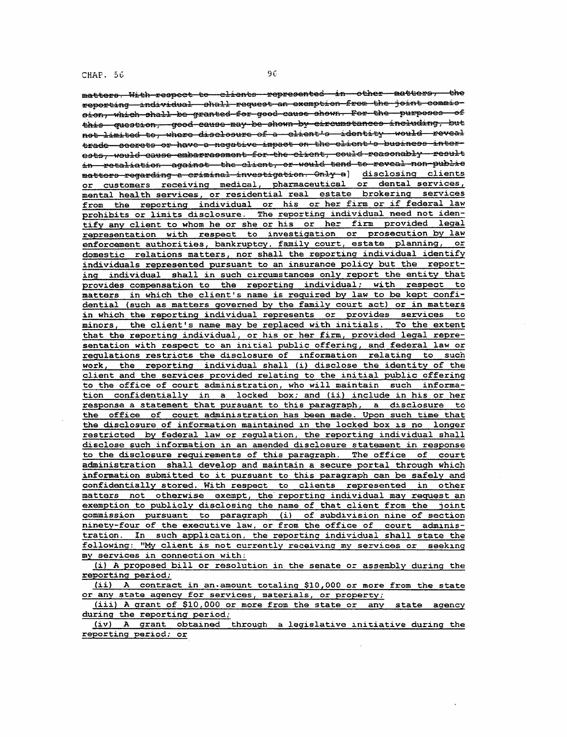~~matters. With respect to clients represented in other matters, the reporting individual shall request an exemption from the joint commission, which shall be granted for good cause shown. For the purposes of this question, good cause may be shown by circumstances including, but not limited to, where disclosure of a client's identity would reveal trade secrets or have a negative impact on the client's business interests, would cause embarrassment for the client, could reasonably result in retaliation against the client, or would tend to reveal non-public matters regarding a criminal investigation. Only a~~] disclosing clients or customers receiving medical, pharmaceutical or dental services, mental health services, or residential real estate brokering services from the reporting individual or his or her firm or if federal law prohibits or limits disclosure. The reporting individual need not identify any client to whom he or she or his or her firm provided legal representation with respect to investigation or prosecution by law enforcement authorities, bankruptcy, family court, estate planning, or domestic relations matters, nor shall the reporting individual identify individuals represented pursuant to an insurance policy but the reporting individual shall in such circumstances only report the entity that provides compensation to the reporting individual; with respect to matters in which the client's name is required by law to be kept confidential (such as matters governed by the family court act) or in matters in which the reporting individual represents or provides services to minors, the client's name may be replaced with initials. To the extent that the reporting individual, or his or her firm, provided legal representation with respect to an initial public offering, and federal law or regulations restricts the disclosure of information relating to such work, the reporting individual shall (i) disclose the identity of the client and the services provided relating to the initial public offering to the office of court administration, who will maintain such information confidentially in a locked box; and (ii) include in his or her response a statement that pursuant to this paragraph, a disclosure to the office of court administration has been made. Upon such time that the disclosure of information maintained in the locked box is no longer restricted by federal law or regulation, the reporting individual shall disclose such information in an amended disclosure statement in response to the disclosure requirements of this paragraph. The office of court administration shall develop and maintain a secure portal through which information submitted to it pursuant to this paragraph can be safely and confidentially stored. With respect to clients represented in other matters not otherwise exempt, the reporting individual may request an exemption to publicly disclosing the name of that client from the joint commission pursuant to paragraph (i) of subdivision nine of section ninety-four of the executive law, or from the office of court administration. In such application, the reporting individual shall state the following: "My client is not currently receiving my services or seeking my services in connection with:

(i) A proposed bill or resolution in the senate or assembly during the reporting period;

(ii) A contract in an amount totaling $10,000 or more from the state or any state agency for services, materials, or property;

(iii) A grant of $10,000 or more from the state or any state agency during the reporting period;

(iv) A grant obtained through a legislative initiative during the reporting period; or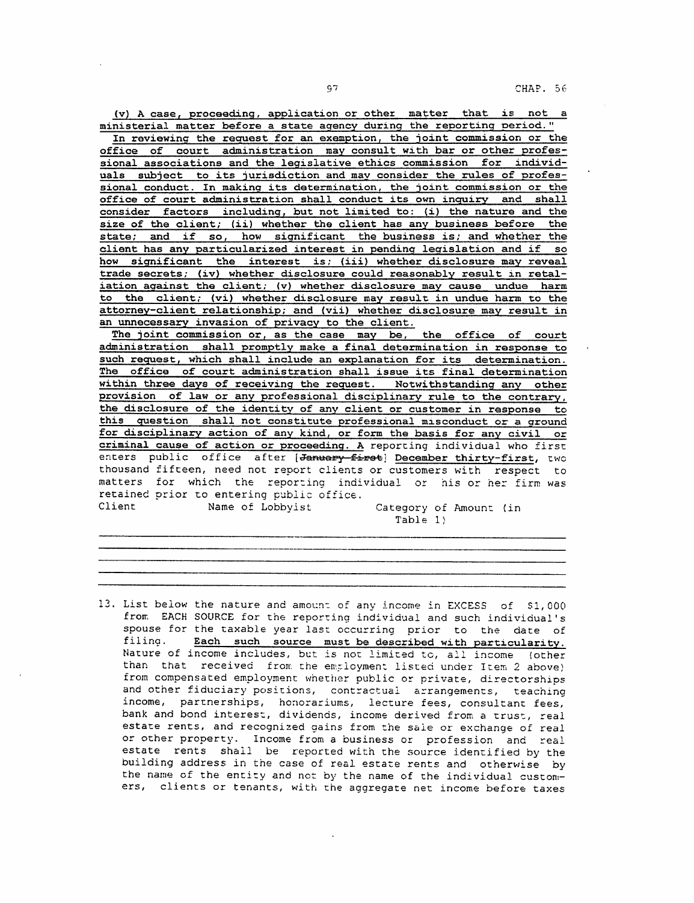(v) A case, proceeding, application or other matter that is not a ministerial matter before a state agency during the reporting period."

In reviewing the request for an exemption, the joint commission or the office of court administration may consult with bar or other professional associations and the legislative ethics commission for individuals subject to its jurisdiction and may consider the rules of professional conduct. In making its determination, the joint commission or the office of court administration shall conduct its own inquiry and shall consider factors including, but not limited to: (i) the nature and the size of the client; (ii) whether the client has any business before the state; and if so, how significant the business is; and whether the client has any particularized interest in pending legislation and if so how significant the interest is; (iii) whether disclosure may reveal trade secrets; (iv) whether disclosure could reasonably result in retaliation against the client; (v) whether disclosure may cause undue harm to the client; (vi) whether disclosure may result in undue harm to the attorney-client relationship; and (vii) whether disclosure may result in an unnecessary invasion of privacy to the client.

The joint commission or, as the case may be, the office of court administration shall promptly make a final determination in response to such request, which shall include an explanation for its determination. The office of court administration shall issue its final determination within three days of receiving the request. Notwithstanding any other provision of law or any professional disciplinary rule to the contrary, the disclosure of the identity of any client or customer in response to this question shall not constitute professional misconduct or a ground for disciplinary action of any kind, or form the basis for any civil or criminal cause of action or proceeding. A reporting individual who first enters public office after [~~January first~~] December thirty-first, two thousand fifteen, need not report clients or customers with respect to matters for which the reporting individual or his or her firm was retained prior to entering public office.

| Client | Name of Lobbyist | Category of Amount (in Table 1) |
| --- | --- | --- |
| | | |
| | | |
| | | |
| | | |
| | | |

13\. List below the nature and amount of any income in EXCESS of $1,000 from EACH SOURCE for the reporting individual and such individual's spouse for the taxable year last occurring prior to the date of filing. **Each such source must be described with particularity.** Nature of income includes, but is not limited to, all income (other than that received from the employment listed under Item 2 above) from compensated employment whether public or private, directorships and other fiduciary positions, contractual arrangements, teaching income, partnerships, honorariums, lecture fees, consultant fees, bank and bond interest, dividends, income derived from a trust, real estate rents, and recognized gains from the sale or exchange of real or other property. Income from a business or profession and real estate rents shall be reported with the source identified by the building address in the case of real estate rents and otherwise by the name of the entity and not by the name of the individual customers, clients or tenants, with the aggregate net income before taxes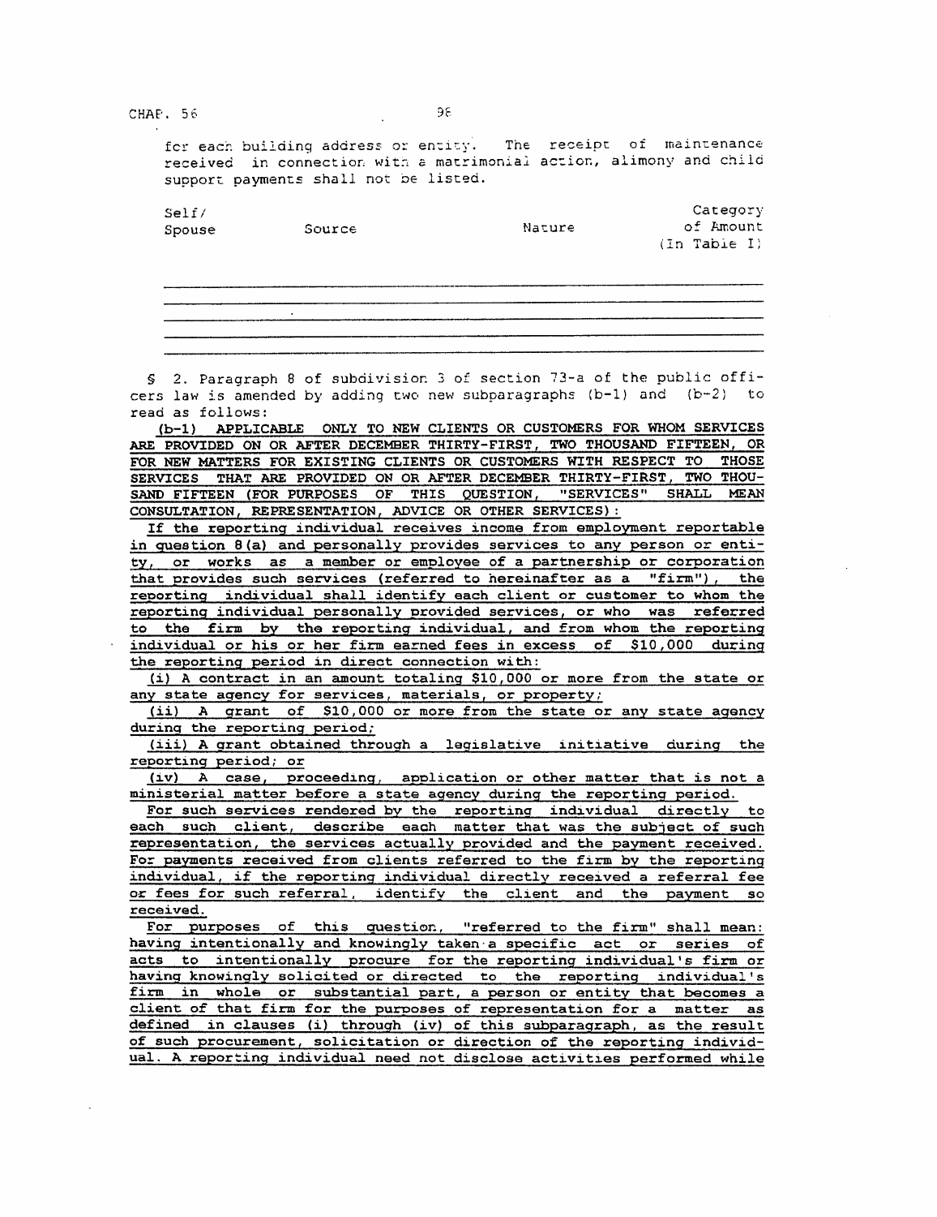for each building address or entity. The receipt of maintenance received in connection with a matrimonial action, alimony and child support payments shall not be listed.

| Self/ Spouse | Source | Nature | Category of Amount (In Table I) |
|---|---|---|---|
| | | | |
| | | | |
| | | | |
| | | | |
| | | | |

§ 2. Paragraph 8 of subdivision 3 of section 73-a of the public officers law is amended by adding two new subparagraphs (b-1) and (b-2) to read as follows:

<u>(b-1) APPLICABLE ONLY TO NEW CLIENTS OR CUSTOMERS FOR WHOM SERVICES ARE PROVIDED ON OR AFTER DECEMBER THIRTY-FIRST, TWO THOUSAND FIFTEEN, OR FOR NEW MATTERS FOR EXISTING CLIENTS OR CUSTOMERS WITH RESPECT TO THOSE SERVICES THAT ARE PROVIDED ON OR AFTER DECEMBER THIRTY-FIRST, TWO THOUSAND FIFTEEN (FOR PURPOSES OF THIS QUESTION, "SERVICES" SHALL MEAN CONSULTATION, REPRESENTATION, ADVICE OR OTHER SERVICES):</u>

<u>If the reporting individual receives income from employment reportable in question 8(a) and personally provides services to any person or entity, or works as a member or employee of a partnership or corporation that provides such services (referred to hereinafter as a "firm"), the reporting individual shall identify each client or customer to whom the reporting individual personally provided services, or who was referred to the firm by the reporting individual, and from whom the reporting individual or his or her firm earned fees in excess of $10,000 during the reporting period in direct connection with:</u>

<u>(i) A contract in an amount totaling $10,000 or more from the state or any state agency for services, materials, or property;</u>

<u>(ii) A grant of $10,000 or more from the state or any state agency during the reporting period;</u>

<u>(iii) A grant obtained through a legislative initiative during the reporting period; or</u>

<u>(iv) A case, proceeding, application or other matter that is not a ministerial matter before a state agency during the reporting period.</u>

<u>For such services rendered by the reporting individual directly to each such client, describe each matter that was the subject of such representation, the services actually provided and the payment received. For payments received from clients referred to the firm by the reporting individual, if the reporting individual directly received a referral fee or fees for such referral, identify the client and the payment so received.</u>

<u>For purposes of this question, "referred to the firm" shall mean: having intentionally and knowingly taken a specific act or series of acts to intentionally procure for the reporting individual's firm or having knowingly solicited or directed to the reporting individual's firm in whole or substantial part, a person or entity that becomes a client of that firm for the purposes of representation for a matter as defined in clauses (i) through (iv) of this subparagraph, as the result of such procurement, solicitation or direction of the reporting individual. A reporting individual need not disclose activities performed while</u>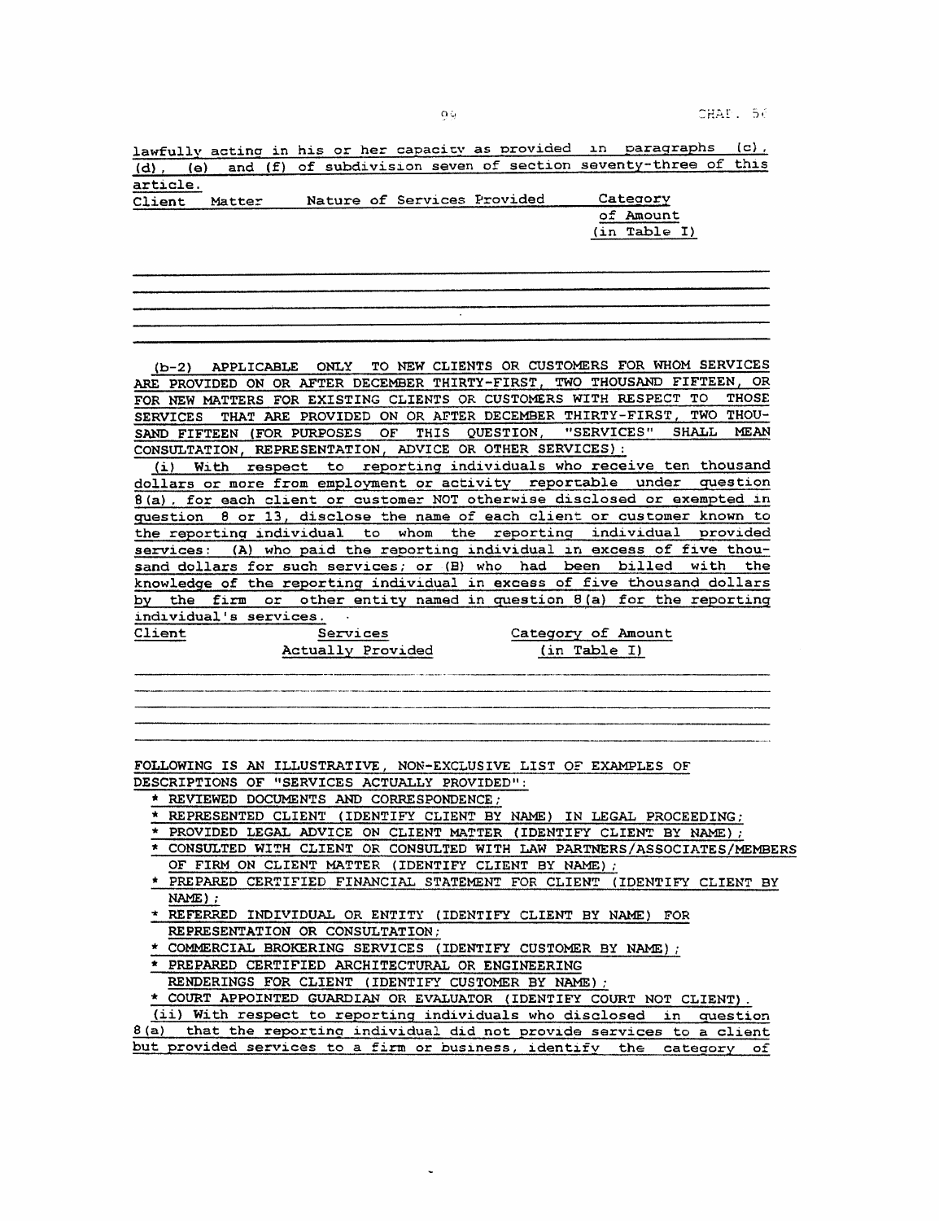lawfully acting in his or her capacity as provided in paragraphs (c), (d), (e) and (f) of subdivision seven of section seventy-three of this article.

| Client | Matter | Nature of Services Provided | Category of Amount (in Table I) |
|---|---|---|---|
| | | | |
| | | | |
| | | | |
| | | | |
| | | | |

(b-2) APPLICABLE ONLY TO NEW CLIENTS OR CUSTOMERS FOR WHOM SERVICES ARE PROVIDED ON OR AFTER DECEMBER THIRTY-FIRST, TWO THOUSAND FIFTEEN, OR FOR NEW MATTERS FOR EXISTING CLIENTS OR CUSTOMERS WITH RESPECT TO THOSE SERVICES THAT ARE PROVIDED ON OR AFTER DECEMBER THIRTY-FIRST, TWO THOUSAND FIFTEEN (FOR PURPOSES OF THIS QUESTION, "SERVICES" SHALL MEAN CONSULTATION, REPRESENTATION, ADVICE OR OTHER SERVICES):

(i) With respect to reporting individuals who receive ten thousand dollars or more from employment or activity reportable under question 8(a), for each client or customer NOT otherwise disclosed or exempted in question 8 or 13, disclose the name of each client or customer known to the reporting individual to whom the reporting individual provided services: (A) who paid the reporting individual in excess of five thousand dollars for such services; or (B) who had been billed with the knowledge of the reporting individual in excess of five thousand dollars by the firm or other entity named in question 8(a) for the reporting individual's services.

| Client | Services Actually Provided | Category of Amount (in Table I) |
|---|---|---|
| | | |
| | | |
| | | |
| | | |
| | | |

FOLLOWING IS AN ILLUSTRATIVE, NON-EXCLUSIVE LIST OF EXAMPLES OF DESCRIPTIONS OF "SERVICES ACTUALLY PROVIDED":

* REVIEWED DOCUMENTS AND CORRESPONDENCE;
* REPRESENTED CLIENT (IDENTIFY CLIENT BY NAME) IN LEGAL PROCEEDING;
* PROVIDED LEGAL ADVICE ON CLIENT MATTER (IDENTIFY CLIENT BY NAME);
* CONSULTED WITH CLIENT OR CONSULTED WITH LAW PARTNERS/ASSOCIATES/MEMBERS OF FIRM ON CLIENT MATTER (IDENTIFY CLIENT BY NAME);
* PREPARED CERTIFIED FINANCIAL STATEMENT FOR CLIENT (IDENTIFY CLIENT BY NAME);
* REFERRED INDIVIDUAL OR ENTITY (IDENTIFY CLIENT BY NAME) FOR REPRESENTATION OR CONSULTATION;
* COMMERCIAL BROKERING SERVICES (IDENTIFY CUSTOMER BY NAME);
* PREPARED CERTIFIED ARCHITECTURAL OR ENGINEERING RENDERINGS FOR CLIENT (IDENTIFY CUSTOMER BY NAME);
* COURT APPOINTED GUARDIAN OR EVALUATOR (IDENTIFY COURT NOT CLIENT).

(ii) With respect to reporting individuals who disclosed in question 8(a) that the reporting individual did not provide services to a client but provided services to a firm or business, identify the category of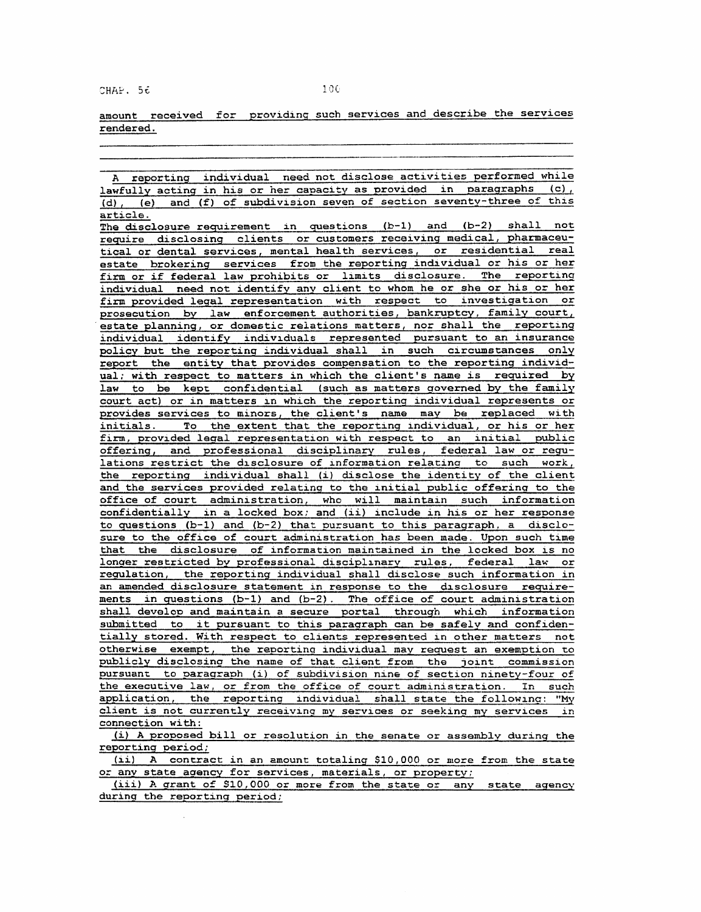amount received for providing such services and describe the services rendered.

---

A reporting individual need not disclose activities performed while lawfully acting in his or her capacity as provided in paragraphs (c), (d), (e) and (f) of subdivision seven of section seventy-three of this article.

The disclosure requirement in questions (b-1) and (b-2) shall not require disclosing clients or customers receiving medical, pharmaceutical or dental services, mental health services, or residential real estate brokering services from the reporting individual or his or her firm or if federal law prohibits or limits disclosure. The reporting individual need not identify any client to whom he or she or his or her firm provided legal representation with respect to investigation or prosecution by law enforcement authorities, bankruptcy, family court, estate planning, or domestic relations matters, nor shall the reporting individual identify individuals represented pursuant to an insurance policy but the reporting individual shall in such circumstances only report the entity that provides compensation to the reporting individual; with respect to matters in which the client's name is required by law to be kept confidential (such as matters governed by the family court act) or in matters in which the reporting individual represents or provides services to minors, the client's name may be replaced with initials. To the extent that the reporting individual, or his or her firm, provided legal representation with respect to an initial public offering, and professional disciplinary rules, federal law or regulations restrict the disclosure of information relating to such work, the reporting individual shall (i) disclose the identity of the client and the services provided relating to the initial public offering to the office of court administration, who will maintain such information confidentially in a locked box; and (ii) include in his or her response to questions (b-1) and (b-2) that pursuant to this paragraph, a disclosure to the office of court administration has been made. Upon such time that the disclosure of information maintained in the locked box is no longer restricted by professional disciplinary rules, federal law or regulation, the reporting individual shall disclose such information in an amended disclosure statement in response to the disclosure requirements in questions (b-1) and (b-2). The office of court administration shall develop and maintain a secure portal through which information submitted to it pursuant to this paragraph can be safely and confidentially stored. With respect to clients represented in other matters not otherwise exempt, the reporting individual may request an exemption to publicly disclosing the name of that client from the joint commission pursuant to paragraph (i) of subdivision nine of section ninety-four of the executive law, or from the office of court administration. In such application, the reporting individual shall state the following: "My client is not currently receiving my services or seeking my services in connection with:

(i) A proposed bill or resolution in the senate or assembly during the reporting period;

(ii) A contract in an amount totaling $10,000 or more from the state or any state agency for services, materials, or property;

(iii) A grant of $10,000 or more from the state or any state agency during the reporting period;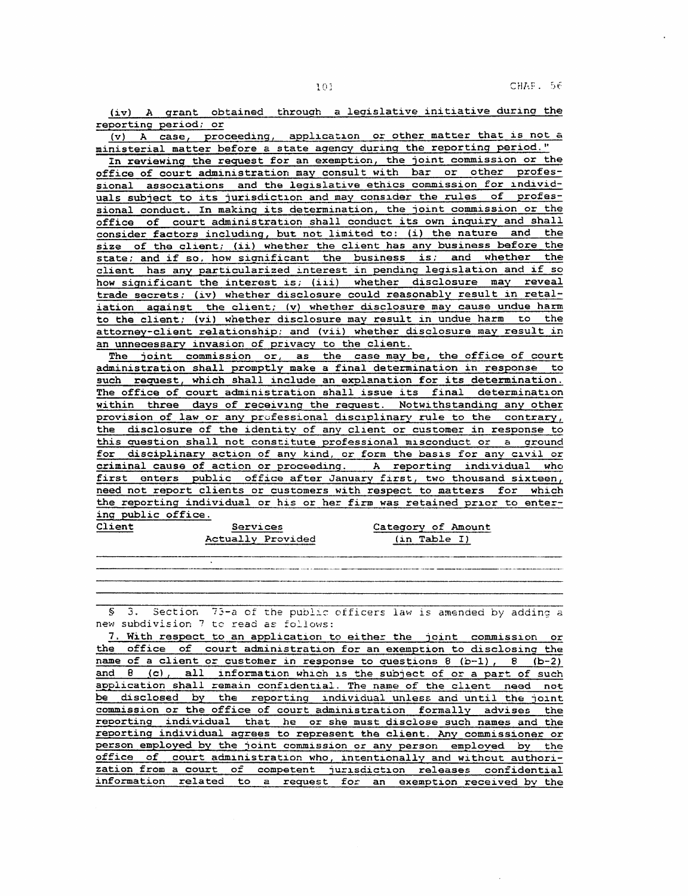(iv) A grant obtained through a legislative initiative during the reporting period; or

(v) A case, proceeding, application or other matter that is not a ministerial matter before a state agency during the reporting period."

In reviewing the request for an exemption, the joint commission or the office of court administration may consult with bar or other professional associations and the legislative ethics commission for individuals subject to its jurisdiction and may consider the rules of professional conduct. In making its determination, the joint commission or the office of court administration shall conduct its own inquiry and shall consider factors including, but not limited to: (i) the nature and the size of the client; (ii) whether the client has any business before the state; and if so, how significant the business is; and whether the client has any particularized interest in pending legislation and if so how significant the interest is; (iii) whether disclosure may reveal trade secrets; (iv) whether disclosure could reasonably result in retaliation against the client; (v) whether disclosure may cause undue harm to the client; (vi) whether disclosure may result in undue harm to the attorney-client relationship; and (vii) whether disclosure may result in an unnecessary invasion of privacy to the client.

The joint commission or, as the case may be, the office of court administration shall promptly make a final determination in response to such request, which shall include an explanation for its determination. The office of court administration shall issue its final determination within three days of receiving the request. Notwithstanding any other provision of law or any professional disciplinary rule to the contrary, the disclosure of the identity of any client or customer in response to this question shall not constitute professional misconduct or a ground for disciplinary action of any kind, or form the basis for any civil or criminal cause of action or proceeding. A reporting individual who first enters public office after January first, two thousand sixteen, need not report clients or customers with respect to matters for which the reporting individual or his or her firm was retained prior to entering public office.

| Client | Services Actually Provided | Category of Amount (in Table I) |
|---|---|---|
| | | |
| | | |
| | | |
| | | |

§ 3. Section 73-a of the public officers law is amended by adding a new subdivision 7 to read as follows:

7. With respect to an application to either the joint commission or the office of court administration for an exemption to disclosing the name of a client or customer in response to questions 8 (b-1), 8 (b-2) and 8 (c), all information which is the subject of or a part of such application shall remain confidential. The name of the client need not be disclosed by the reporting individual unless and until the joint commission or the office of court administration formally advises the reporting individual that he or she must disclose such names and the reporting individual agrees to represent the client. Any commissioner or person employed by the joint commission or any person employed by the office of court administration who, intentionally and without authorization from a court of competent jurisdiction releases confidential information related to a request for an exemption received by the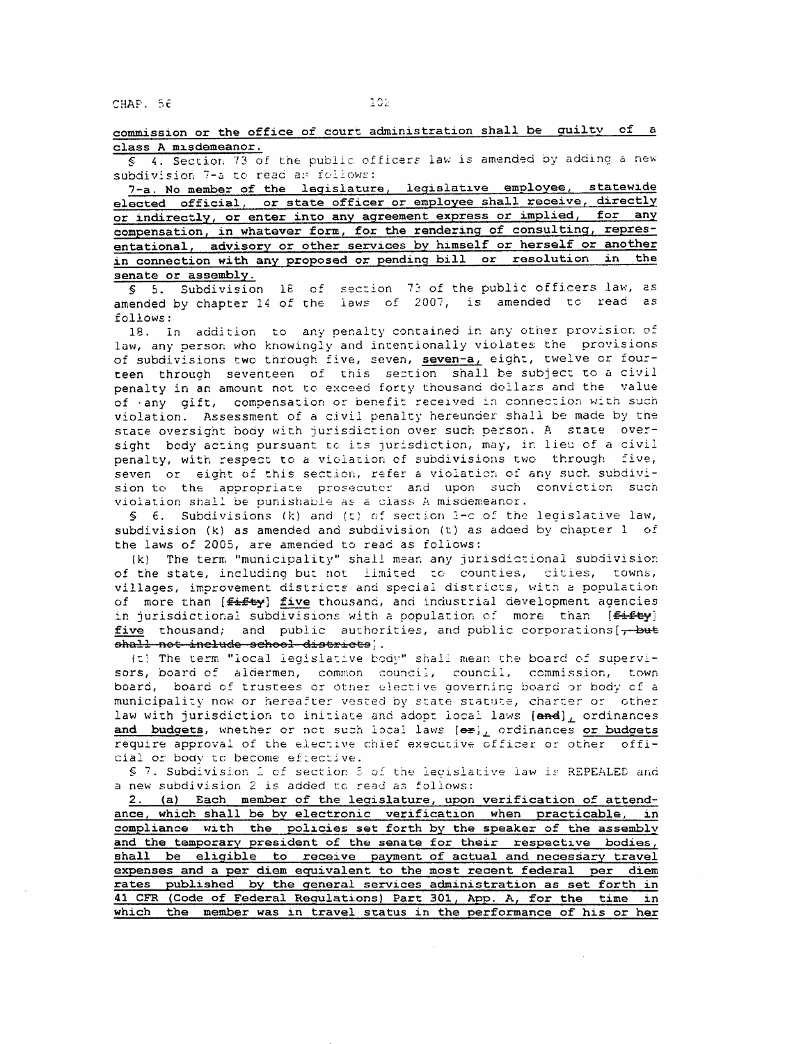**commission or the office of court administration shall be guilty of a class A misdemeanor.**

§ 4. Section 73 of the public officers law is amended by adding a new subdivision 7-a to read as follows:

**7-a. No member of the legislature, legislative employee, statewide elected official, or state officer or employee shall receive, directly or indirectly, or enter into any agreement express or implied, for any compensation, in whatever form, for the rendering of consulting, representational, advisory or other services by himself or herself or another in connection with any proposed or pending bill or resolution in the senate or assembly.**

§ 5. Subdivision 18 of section 73 of the public officers law, as amended by chapter 14 of the laws of 2007, is amended to read as follows:

18. In addition to any penalty contained in any other provision of law, any person who knowingly and intentionally violates the provisions of subdivisions two through five, seven, **seven-a,** eight, twelve or fourteen through seventeen of this section shall be subject to a civil penalty in an amount not to exceed forty thousand dollars and the value of any gift, compensation or benefit received in connection with such violation. Assessment of a civil penalty hereunder shall be made by the state oversight body with jurisdiction over such person. A state oversight body acting pursuant to its jurisdiction, may, in lieu of a civil penalty, with respect to a violation of subdivisions two through five, seven or eight of this section, refer a violation of any such subdivision to the appropriate prosecutor and upon such conviction such violation shall be punishable as a class A misdemeanor.

§ 6. Subdivisions (k) and (t) of section 1-c of the legislative law, subdivision (k) as amended and subdivision (t) as added by chapter 1 of the laws of 2005, are amended to read as follows:

(k) The term "municipality" shall mean any jurisdictional subdivision of the state, including but not limited to counties, cities, towns, villages, improvement districts and special districts, with a population of more than [~~fifty~~] **five** thousand, and industrial development agencies in jurisdictional subdivisions with a population of more than [~~fifty~~] **five** thousand; and public authorities, and public corporations[~~, but shall not include school districts~~].

(t) The term "local legislative body" shall mean the board of supervisors, board of aldermen, common council, council, commission, town board, board of trustees or other elective governing board or body of a municipality now or hereafter vested by state statute, charter or other law with jurisdiction to initiate and adopt local laws [~~and~~]**,** ordinances **and budgets**, whether or not such local laws [~~or~~]**,** ordinances **or budgets** require approval of the elective chief executive officer or other official or body to become effective.

§ 7. Subdivision 2 of section 5 of the legislative law is REPEALED and a new subdivision 2 is added to read as follows:

**2. (a) Each member of the legislature, upon verification of attendance, which shall be by electronic verification when practicable, in compliance with the policies set forth by the speaker of the assembly and the temporary president of the senate for their respective bodies, shall be eligible to receive payment of actual and necessary travel expenses and a per diem equivalent to the most recent federal per diem rates published by the general services administration as set forth in 41 CFR (Code of Federal Regulations) Part 301, App. A, for the time in which the member was in travel status in the performance of his or her**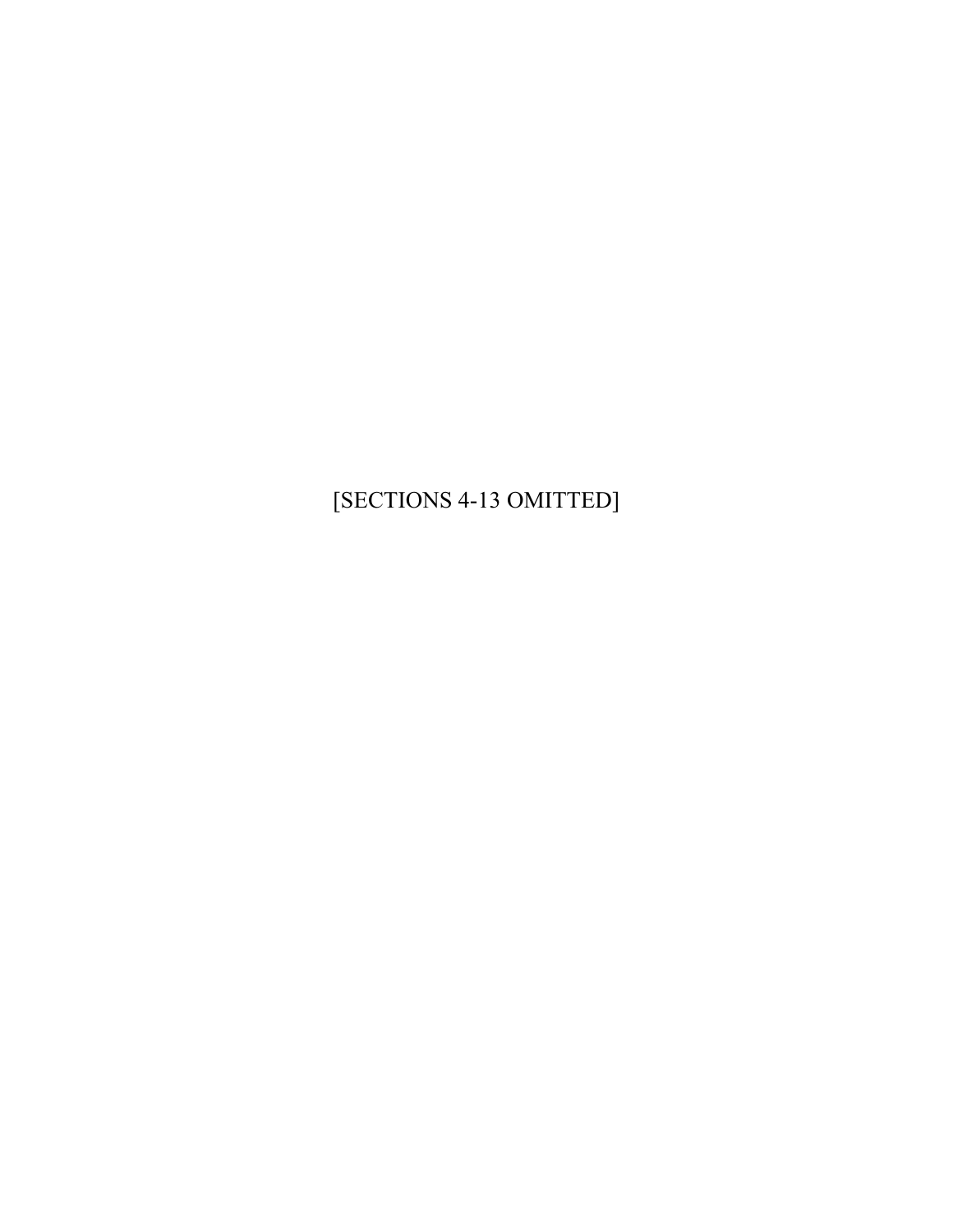[SECTIONS 4-13 OMITTED]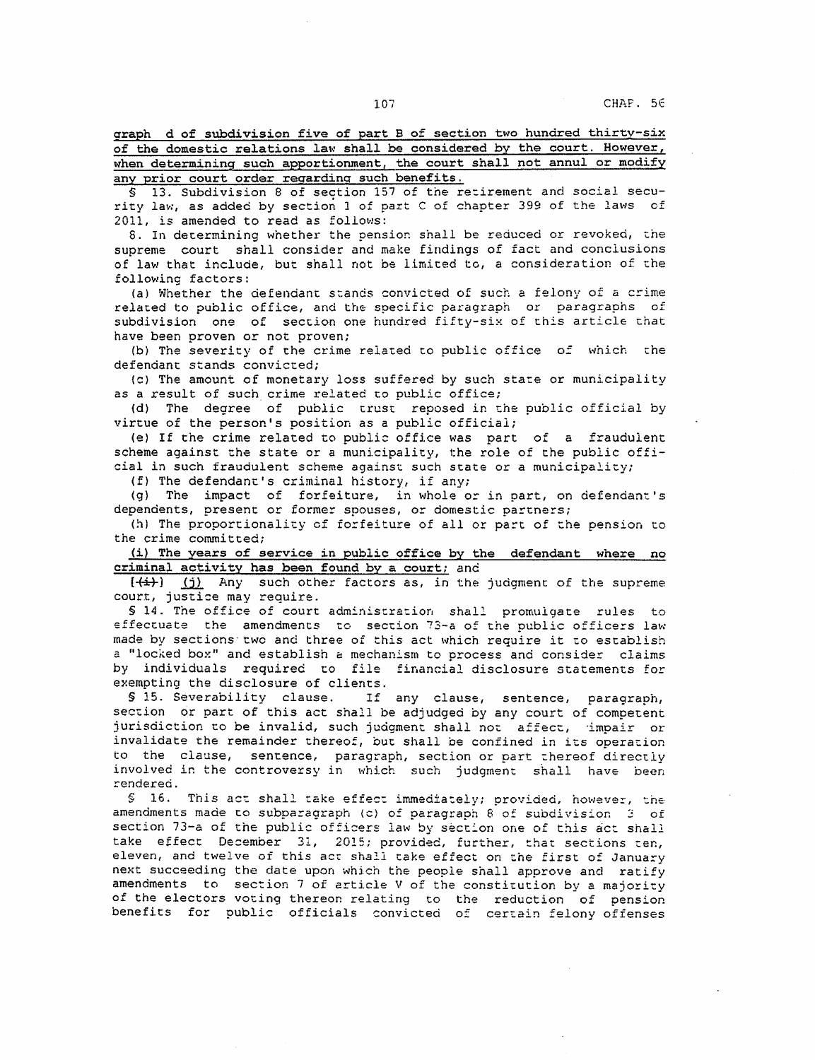graph d of subdivision five of part B of section two hundred thirty-six of the domestic relations law shall be considered by the court. However, when determining such apportionment, the court shall not annul or modify any prior court order regarding such benefits.

§ 13. Subdivision 8 of section 157 of the retirement and social security law, as added by section 1 of part C of chapter 399 of the laws of 2011, is amended to read as follows:

8. In determining whether the pension shall be reduced or revoked, the supreme court shall consider and make findings of fact and conclusions of law that include, but shall not be limited to, a consideration of the following factors:

(a) Whether the defendant stands convicted of such a felony of a crime related to public office, and the specific paragraph or paragraphs of subdivision one of section one hundred fifty-six of this article that have been proven or not proven;

(b) The severity of the crime related to public office of which the defendant stands convicted;

(c) The amount of monetary loss suffered by such state or municipality as a result of such crime related to public office;

(d) The degree of public trust reposed in the public official by virtue of the person's position as a public official;

(e) If the crime related to public office was part of a fraudulent scheme against the state or a municipality, the role of the public official in such fraudulent scheme against such state or a municipality;

(f) The defendant's criminal history, if any;

(g) The impact of forfeiture, in whole or in part, on defendant's dependents, present or former spouses, or domestic partners;

(h) The proportionality of forfeiture of all or part of the pension to the crime committed;

(i) The years of service in public office by the defendant where no criminal activity has been found by a court; and

[(i)] (j) Any such other factors as, in the judgment of the supreme court, justice may require.

§ 14. The office of court administration shall promulgate rules to effectuate the amendments to section 73-a of the public officers law made by sections two and three of this act which require it to establish a "locked box" and establish a mechanism to process and consider claims by individuals required to file financial disclosure statements for exempting the disclosure of clients.

§ 15. Severability clause. If any clause, sentence, paragraph, section or part of this act shall be adjudged by any court of competent jurisdiction to be invalid, such judgment shall not affect, impair or invalidate the remainder thereof, but shall be confined in its operation to the clause, sentence, paragraph, section or part thereof directly involved in the controversy in which such judgment shall have been rendered.

§ 16. This act shall take effect immediately; provided, however, the amendments made to subparagraph (c) of paragraph 8 of subdivision 3 of section 73-a of the public officers law by section one of this act shall take effect December 31, 2015; provided, further, that sections ten, eleven, and twelve of this act shall take effect on the first of January next succeeding the date upon which the people shall approve and ratify amendments to section 7 of article V of the constitution by a majority of the electors voting thereon relating to the reduction of pension benefits for public officials convicted of certain felony offenses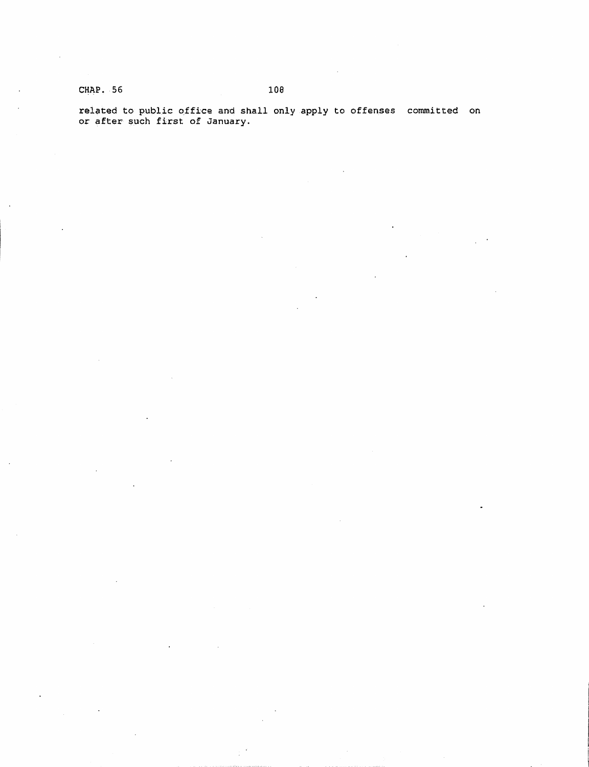related to public office and shall only apply to offenses committed on or after such first of January.